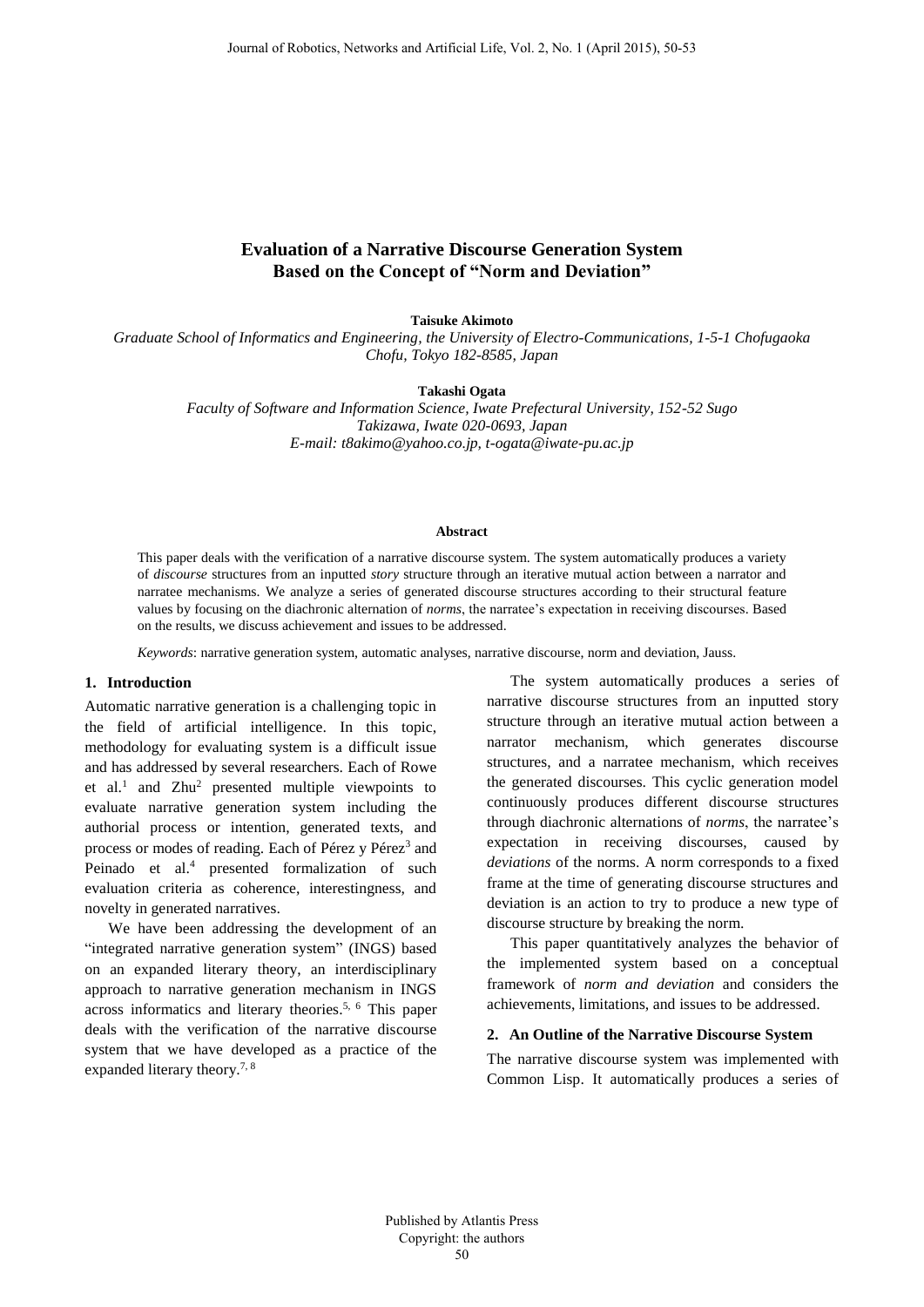# Evaluation of a Narrative Discourse Generation System Based on the Concept of "Norm and Deviation"

**Taisuke Akimoto**

*Graduate School of Informatics and Engineering, the University of Electro-Communications, 1-5-1 Chofugaoka Chofu, Tokyo 182-8585, Japan*

**Takashi Ogata**

*Faculty of Software and Information Science, Iwate Prefectural University, 152-52 Sugo Takizawa, Iwate 020-0693, Japan*

*E-mail: t8akimo@yahoo.co.jp, t-ogata@iwate-pu.ac.jp*

**Abstract**

This paper deals with the verification of a narrative discourse system. The system automatically produces a variety of *discourse* structures from an inputted *story* structure through an iterative mutual action between a narrator and narratee mechanisms. We analyze a series of generated discourse structures according to their structural feature values by focusing on the diachronic alternation of *norms*, the narratee's expectation in receiving discourses. Based on the results, we discuss achievement and issues to be addressed.

*Keywords*: narrative generation system, automatic analyses, narrative discourse, norm and deviation, Jauss.

## 1. Introduction

Automatic narrative generation is a challenging topic in the field of artificial intelligence. In this topic, methodology for evaluating system is a difficult issue and has addressed by several researchers. Each of Rowe et al.[1] and Zhu[2] presented multiple viewpoints to evaluate narrative generation system including the authorial process or intention, generated texts, and process or modes of reading. Each of Pérez y Pérez[3] and Peinado et al.[4] presented formalization of such evaluation criteria as coherence, interestingness, and novelty in generated narratives.

We have been addressing the development of an "integrated narrative generation system" (INGS) based on an expanded literary theory, an interdisciplinary approach to narrative generation mechanism in INGS across informatics and literary theories.[5, 6] This paper deals with the verification of the narrative discourse system that we have developed as a practice of the expanded literary theory.[7, 8]

The system automatically produces a series of narrative discourse structures from an inputted story structure through an iterative mutual action between a narrator mechanism, which generates discourse structures, and a narratee mechanism, which receives the generated discourses. This cyclic generation model continuously produces different discourse structures through diachronic alternations of *norms*, the narratee's expectation in receiving discourses, caused by *deviations* of the norms. A norm corresponds to a fixed frame at the time of generating discourse structures and deviation is an action to try to produce a new type of discourse structure by breaking the norm.

This paper quantitatively analyzes the behavior of the implemented system based on a conceptual framework of *norm and deviation* and considers the achievements, limitations, and issues to be addressed.

## 2. An Outline of the Narrative Discourse System

The narrative discourse system was implemented with Common Lisp. It automatically produces a series of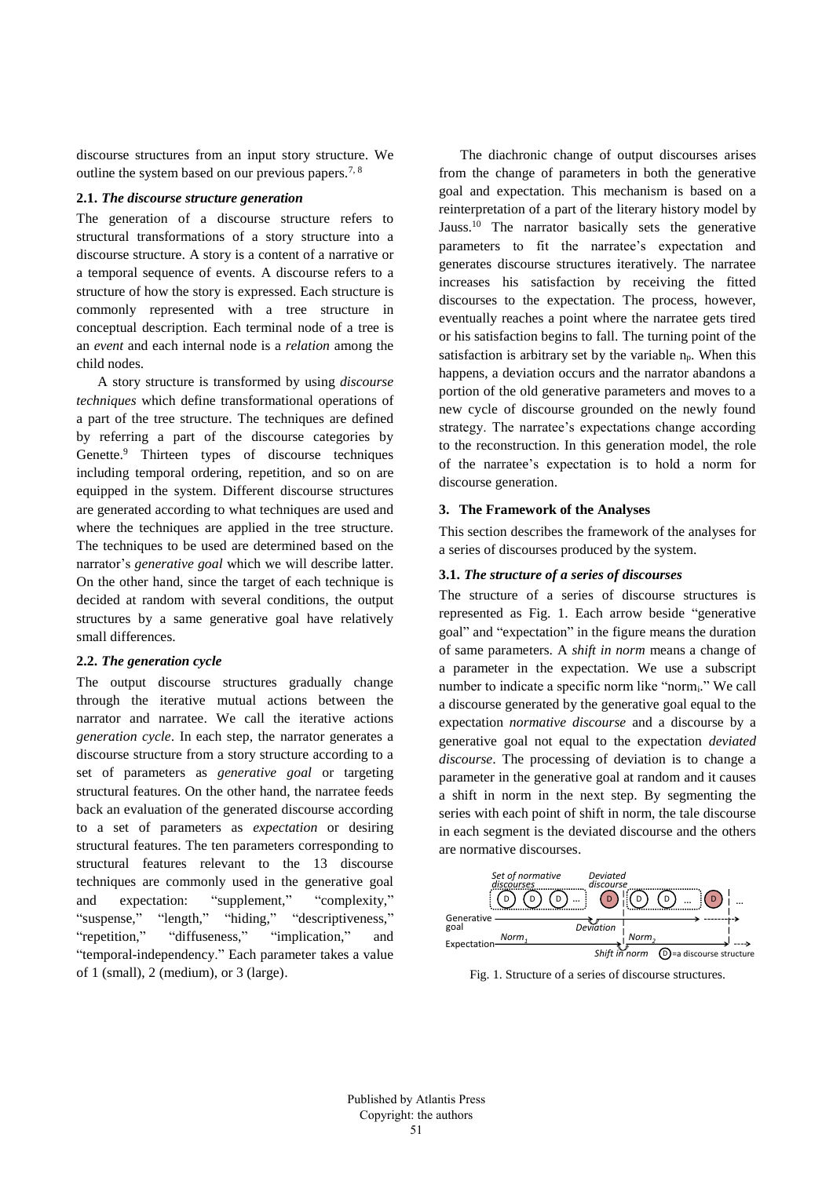discourse structures from an input story structure. We outline the system based on our previous papers.[7, 8]

### 2.1. *The discourse structure generation*

The generation of a discourse structure refers to structural transformations of a story structure into a discourse structure. A story is a content of a narrative or a temporal sequence of events. A discourse refers to a structure of how the story is expressed. Each structure is commonly represented with a tree structure in conceptual description. Each terminal node of a tree is an *event* and each internal node is a *relation* among the child nodes.

A story structure is transformed by using *discourse techniques* which define transformational operations of a part of the tree structure. The techniques are defined by referring a part of the discourse categories by Genette.[9] Thirteen types of discourse techniques including temporal ordering, repetition, and so on are equipped in the system. Different discourse structures are generated according to what techniques are used and where the techniques are applied in the tree structure. The techniques to be used are determined based on the narrator's *generative goal* which we will describe latter. On the other hand, since the target of each technique is decided at random with several conditions, the output structures by a same generative goal have relatively small differences.

### 2.2. *The generation cycle*

The output discourse structures gradually change through the iterative mutual actions between the narrator and narratee. We call the iterative actions *generation cycle*. In each step, the narrator generates a discourse structure from a story structure according to a set of parameters as *generative goal* or targeting structural features. On the other hand, the narratee feeds back an evaluation of the generated discourse according to a set of parameters as *expectation* or desiring structural features. The ten parameters corresponding to structural features relevant to the 13 discourse techniques are commonly used in the generative goal and expectation: "supplement," "complexity," "suspense," "length," "hiding," "descriptiveness," "repetition," "diffuseness," "implication," and "temporal-independency." Each parameter takes a value of 1 (small), 2 (medium), or 3 (large).

The diachronic change of output discourses arises from the change of parameters in both the generative goal and expectation. This mechanism is based on a reinterpretation of a part of the literary history model by Jauss.[10] The narrator basically sets the generative parameters to fit the narratee's expectation and generates discourse structures iteratively. The narratee increases his satisfaction by receiving the fitted discourses to the expectation. The process, however, eventually reaches a point where the narratee gets tired or his satisfaction begins to fall. The turning point of the satisfaction is arbitrary set by the variable $n_p$. When this happens, a deviation occurs and the narrator abandons a portion of the old generative parameters and moves to a new cycle of discourse grounded on the newly found strategy. The narratee's expectations change according to the reconstruction. In this generation model, the role of the narratee's expectation is to hold a norm for discourse generation.

## 3. The Framework of the Analyses

This section describes the framework of the analyses for a series of discourses produced by the system.

### 3.1. *The structure of a series of discourses*

The structure of a series of discourse structures is represented as Fig. 1. Each arrow beside "generative goal" and "expectation" in the figure means the duration of same parameters. A *shift in norm* means a change of a parameter in the expectation. We use a subscript number to indicate a specific norm like "$norm_i$." We call a discourse generated by the generative goal equal to the expectation *normative discourse* and a discourse by a generative goal not equal to the expectation *deviated discourse*. The processing of deviation is to change a parameter in the generative goal at random and it causes a shift in norm in the next step. By segmenting the series with each point of shift in norm, the tale discourse in each segment is the deviated discourse and the others are normative discourses.

Set of normative discourses
Deviated discourse
D D D … D D D … D …
Generative goal
Deviation
Expectation
$Norm_1$
$Norm_2$
Shift in norm
D =a discourse structure

Fig. 1. Structure of a series of discourse structures.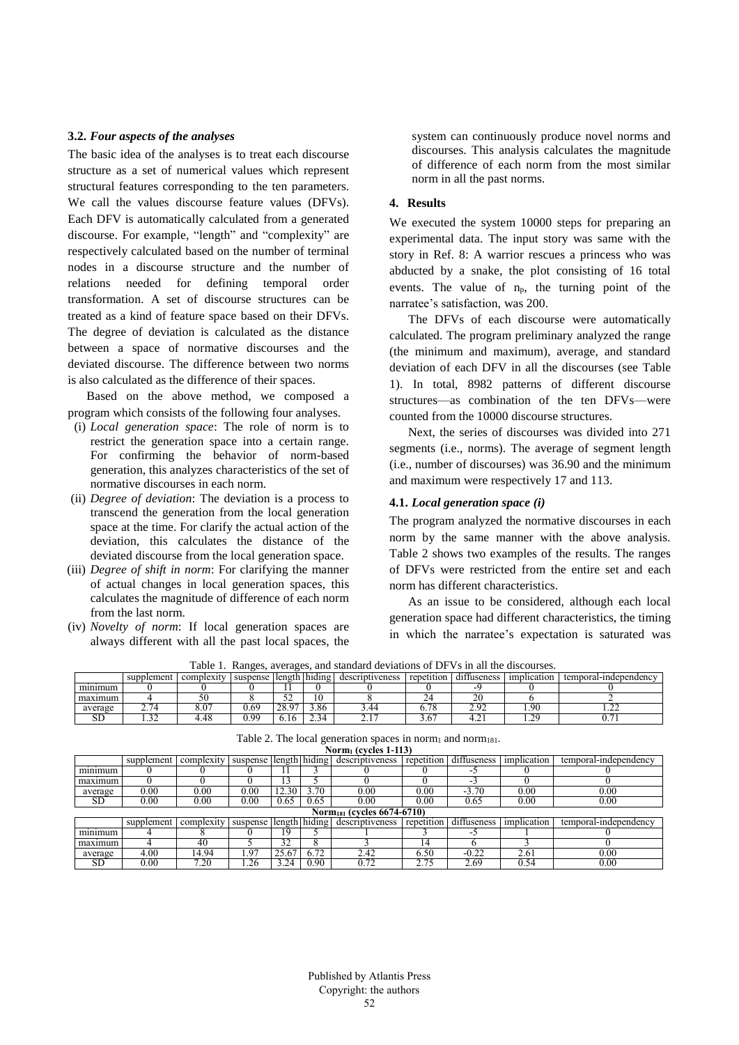### 3.2. *Four aspects of the analyses*

The basic idea of the analyses is to treat each discourse structure as a set of numerical values which represent structural features corresponding to the ten parameters. We call the values discourse feature values (DFVs). Each DFV is automatically calculated from a generated discourse. For example, "length" and "complexity" are respectively calculated based on the number of terminal nodes in a discourse structure and the number of relations needed for defining temporal order transformation. A set of discourse structures can be treated as a kind of feature space based on their DFVs. The degree of deviation is calculated as the distance between a space of normative discourses and the deviated discourse. The difference between two norms is also calculated as the difference of their spaces.

Based on the above method, we composed a program which consists of the following four analyses.

- (i) *Local generation space*: The role of norm is to restrict the generation space into a certain range. For confirming the behavior of norm-based generation, this analyzes characteristics of the set of normative discourses in each norm.
- (ii) *Degree of deviation*: The deviation is a process to transcend the generation from the local generation space at the time. For clarify the actual action of the deviation, this calculates the distance of the deviated discourse from the local generation space.
- (iii) *Degree of shift in norm*: For clarifying the manner of actual changes in local generation spaces, this calculates the magnitude of difference of each norm from the last norm.
- (iv) *Novelty of norm*: If local generation spaces are always different with all the past local spaces, the system can continuously produce novel norms and discourses. This analysis calculates the magnitude of difference of each norm from the most similar norm in all the past norms.

## 4. Results

We executed the system 10000 steps for preparing an experimental data. The input story was same with the story in Ref. 8: A warrior rescues a princess who was abducted by a snake, the plot consisting of 16 total events. The value of $n_p$, the turning point of the narratee's satisfaction, was 200.

The DFVs of each discourse were automatically calculated. The program preliminary analyzed the range (the minimum and maximum), average, and standard deviation of each DFV in all the discourses (see Table 1). In total, 8982 patterns of different discourse structures—as combination of the ten DFVs—were counted from the 10000 discourse structures.

Next, the series of discourses was divided into 271 segments (i.e., norms). The average of segment length (i.e., number of discourses) was 36.90 and the minimum and maximum were respectively 17 and 113.

### 4.1. *Local generation space (i)*

The program analyzed the normative discourses in each norm by the same manner with the above analysis. Table 2 shows two examples of the results. The ranges of DFVs were restricted from the entire set and each norm has different characteristics.

As an issue to be considered, although each local generation space had different characteristics, the timing in which the narratee's expectation is saturated was

Table 1. Ranges, averages, and standard deviations of DFVs in all the discourses.

| | supplement | complexity | suspense | length | hiding | descriptiveness | repetition | diffuseness | implication | temporal-independency |
|---|---|---|---|---|---|---|---|---|---|---|
| minimum | 0 | 0 | 0 | 11 | 0 | 0 | 0 | -9 | 0 | 0 |
| maximum | 4 | 50 | 8 | 52 | 10 | 8 | 24 | 20 | 6 | 2 |
| average | 2.74 | 8.07 | 0.69 | 28.97 | 3.86 | 3.44 | 6.78 | 2.92 | 1.90 | 1.22 |
| SD | 1.32 | 4.48 | 0.99 | 6.16 | 2.34 | 2.17 | 3.67 | 4.21 | 1.29 | 0.71 |

Table 2. The local generation spaces in $norm_1$ and $norm_{181}$.

| $Norm_1$ (cycles 1-113) | | | | | | | | | | |
|---|---|---|---|---|---|---|---|---|---|---|
| | supplement | complexity | suspense | length | hiding | descriptiveness | repetition | diffuseness | implication | temporal-independency |
| minimum | 0 | 0 | 0 | 11 | 3 | 0 | 0 | -5 | 0 | 0 |
| maximum | 0 | 0 | 0 | 13 | 5 | 0 | 0 | -3 | 0 | 0 |
| average | 0.00 | 0.00 | 0.00 | 12.30 | 3.70 | 0.00 | 0.00 | -3.70 | 0.00 | 0.00 |
| SD | 0.00 | 0.00 | 0.00 | 0.65 | 0.65 | 0.00 | 0.00 | 0.65 | 0.00 | 0.00 |
| **$Norm_{181}$ (cycles 6674-6710)** | | | | | | | | | | |
| | supplement | complexity | suspense | length | hiding | descriptiveness | repetition | diffuseness | implication | temporal-independency |
| minimum | 4 | 8 | 0 | 19 | 5 | 1 | 3 | -5 | 1 | 0 |
| maximum | 4 | 40 | 5 | 32 | 8 | 3 | 14 | 6 | 3 | 0 |
| average | 4.00 | 14.94 | 1.97 | 25.67 | 6.72 | 2.42 | 6.50 | -0.22 | 2.61 | 0.00 |
| SD | 0.00 | 7.20 | 1.26 | 3.24 | 0.90 | 0.72 | 2.75 | 2.69 | 0.54 | 0.00 |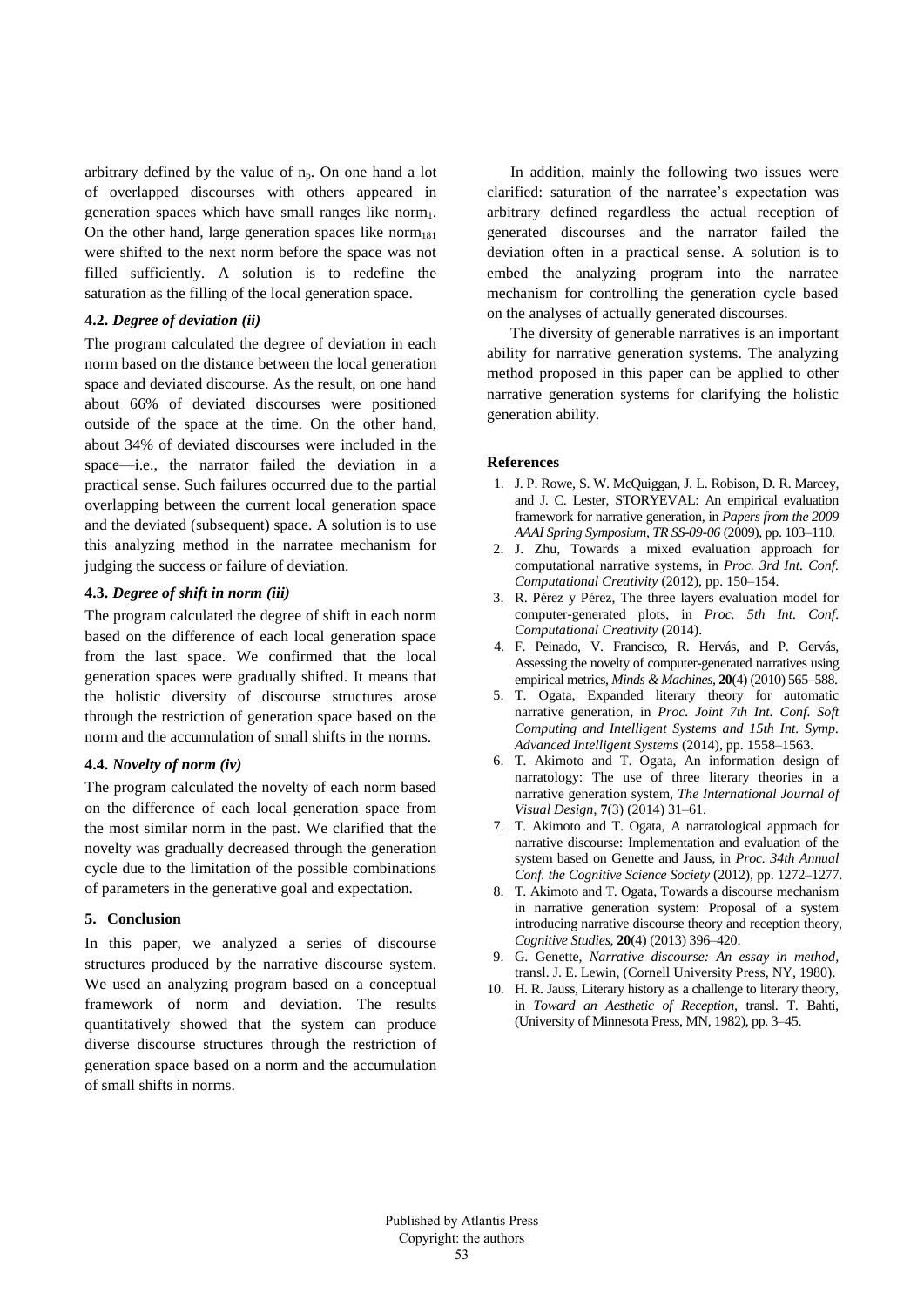arbitrary defined by the value of $n_p$. On one hand a lot of overlapped discourses with others appeared in generation spaces which have small ranges like $norm_1$. On the other hand, large generation spaces like $norm_{181}$ were shifted to the next norm before the space was not filled sufficiently. A solution is to redefine the saturation as the filling of the local generation space.

### 4.2. *Degree of deviation (ii)*

The program calculated the degree of deviation in each norm based on the distance between the local generation space and deviated discourse. As the result, on one hand about 66% of deviated discourses were positioned outside of the space at the time. On the other hand, about 34% of deviated discourses were included in the space—i.e., the narrator failed the deviation in a practical sense. Such failures occurred due to the partial overlapping between the current local generation space and the deviated (subsequent) space. A solution is to use this analyzing method in the narratee mechanism for judging the success or failure of deviation.

### 4.3. *Degree of shift in norm (iii)*

The program calculated the degree of shift in each norm based on the difference of each local generation space from the last space. We confirmed that the local generation spaces were gradually shifted. It means that the holistic diversity of discourse structures arose through the restriction of generation space based on the norm and the accumulation of small shifts in the norms.

### 4.4. *Novelty of norm (iv)*

The program calculated the novelty of each norm based on the difference of each local generation space from the most similar norm in the past. We clarified that the novelty was gradually decreased through the generation cycle due to the limitation of the possible combinations of parameters in the generative goal and expectation.

## 5. Conclusion

In this paper, we analyzed a series of discourse structures produced by the narrative discourse system. We used an analyzing program based on a conceptual framework of norm and deviation. The results quantitatively showed that the system can produce diverse discourse structures through the restriction of generation space based on a norm and the accumulation of small shifts in norms.

In addition, mainly the following two issues were clarified: saturation of the narratee's expectation was arbitrary defined regardless the actual reception of generated discourses and the narrator failed the deviation often in a practical sense. A solution is to embed the analyzing program into the narratee mechanism for controlling the generation cycle based on the analyses of actually generated discourses.

The diversity of generable narratives is an important ability for narrative generation systems. The analyzing method proposed in this paper can be applied to other narrative generation systems for clarifying the holistic generation ability.

## References

1. J. P. Rowe, S. W. McQuiggan, J. L. Robison, D. R. Marcey, and J. C. Lester, STORYEVAL: An empirical evaluation framework for narrative generation, in *Papers from the 2009 AAAI Spring Symposium, TR SS-09-06* (2009), pp. 103–110.
2. J. Zhu, Towards a mixed evaluation approach for computational narrative systems, in *Proc. 3rd Int. Conf. Computational Creativity* (2012), pp. 150–154.
3. R. Pérez y Pérez, The three layers evaluation model for computer-generated plots, in *Proc. 5th Int. Conf. Computational Creativity* (2014).
4. F. Peinado, V. Francisco, R. Hervás, and P. Gervás, Assessing the novelty of computer-generated narratives using empirical metrics, *Minds & Machines*, **20**(4) (2010) 565–588.
5. T. Ogata, Expanded literary theory for automatic narrative generation, in *Proc. Joint 7th Int. Conf. Soft Computing and Intelligent Systems and 15th Int. Symp. Advanced Intelligent Systems* (2014), pp. 1558–1563.
6. T. Akimoto and T. Ogata, An information design of narratology: The use of three literary theories in a narrative generation system, *The International Journal of Visual Design*, **7**(3) (2014) 31–61.
7. T. Akimoto and T. Ogata, A narratological approach for narrative discourse: Implementation and evaluation of the system based on Genette and Jauss, in *Proc. 34th Annual Conf. the Cognitive Science Society* (2012), pp. 1272–1277.
8. T. Akimoto and T. Ogata, Towards a discourse mechanism in narrative generation system: Proposal of a system introducing narrative discourse theory and reception theory, *Cognitive Studies*, **20**(4) (2013) 396–420.
9. G. Genette, *Narrative discourse: An essay in method*, transl. J. E. Lewin, (Cornell University Press, NY, 1980).
10. H. R. Jauss, Literary history as a challenge to literary theory, in *Toward an Aesthetic of Reception*, transl. T. Bahti, (University of Minnesota Press, MN, 1982), pp. 3–45.